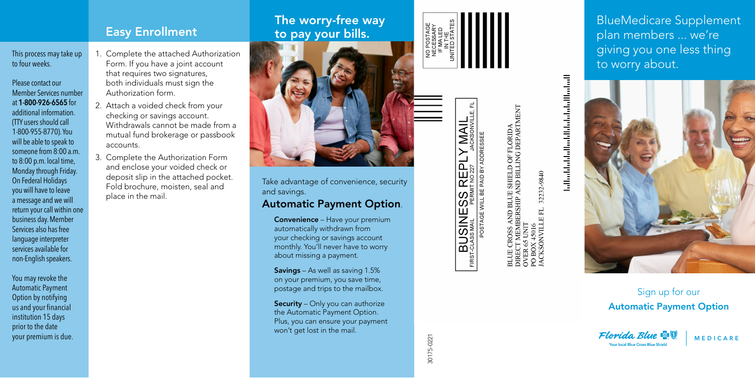This process may take up to four weeks.

Please contact our Member Services number at **1-800-926-6565** for additional information. (TTY users should call 1-800-955-8770). You will be able to speak to someone from 8:00 a.m. to 8:00 p.m. local time, Monday through Friday. On Federal Holidays you will have to leave a message and we will return your call within one business day. Member Services also has free language interpreter services available for non-English speakers.

You may revoke the Automatic Payment Option by notifying us and your financial institution 15 days prior to the date your premium is due.

## Easy Enrollment

1. Complete the attached Authorization Form. If you have a joint account that requires two signatures, both individuals must sign the Authorization form.
2. Attach a voided check from your checking or savings account. Withdrawals cannot be made from a mutual fund brokerage or passbook accounts.
3. Complete the Authorization Form and enclose your voided check or deposit slip in the attached pocket. Fold brochure, moisten, seal and place in the mail.

## The worry-free way to pay your bills.

Take advantage of convenience, security and savings.

### Automatic Payment Option.

**Convenience** – Have your premium automatically withdrawn from your checking or savings account monthly. You'll never have to worry about missing a payment.

**Savings** – As well as saving 1.5% on your premium, you save time, postage and trips to the mailbox.

**Security** – Only you can authorize the Automatic Payment Option. Plus, you can ensure your payment won't get lost in the mail.

30175-0221

NO POSTAGE NECESSARY IF MAILED IN THE UNITED STATES

BUSINESS REPLY MAIL
FIRST-CLASS MAIL PERMIT NO 227 JACKSONVILLE, FL
POSTAGE WILL BE PAID BY ADDRESSEE

BLUE CROSS AND BLUE SHIELD OF FLORIDA
DIRECT MEMBERSHIP AND BILLING DEPARTMENT
OVER 65 UNIT
PO BOX 45016
JACKSONVILLE FL 32232-9840

## BlueMedicare Supplement plan members ... we're giving you one less thing to worry about.

Sign up for our
**Automatic Payment Option**

Florida Blue — Your local Blue Cross Blue Shield | MEDICARE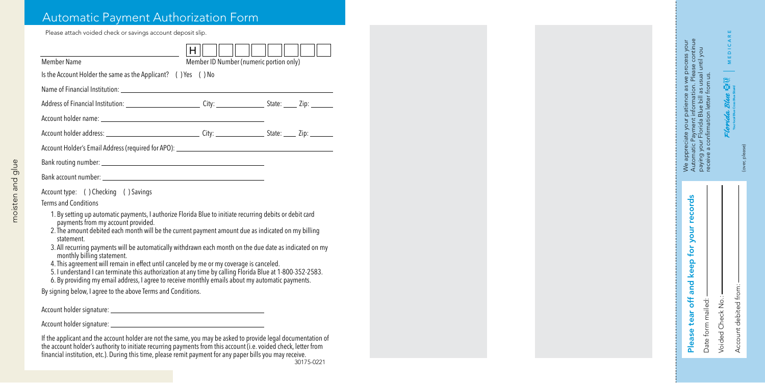# Automatic Payment Authorization Form

Please attach voided check or savings account deposit slip.

Member Name ______________________

Member ID Number (numeric portion only) H _ _ _ _ _ _ _ _

Is the Account Holder the same as the Applicant? ( ) Yes ( ) No

Name of Financial Institution: ______________________

Address of Financial Institution: ______________________ City: ______________ State: ____ Zip: ______

Account holder name: ______________________

Account holder address: ______________________ City: ______________ State: ____ Zip: ______

Account Holder's Email Address (required for APO): ______________________

Bank routing number: ______________________

Bank account number: ______________________

Account type: ( ) Checking ( ) Savings

Terms and Conditions

1. By setting up automatic payments, I authorize Florida Blue to initiate recurring debits or debit card payments from my account provided.
2. The amount debited each month will be the current payment amount due as indicated on my billing statement.
3. All recurring payments will be automatically withdrawn each month on the due date as indicated on my monthly billing statement.
4. This agreement will remain in effect until canceled by me or my coverage is canceled.
5. I understand I can terminate this authorization at any time by calling Florida Blue at 1-800-352-2583.
6. By providing my email address, I agree to receive monthly emails about my automatic payments.

By signing below, I agree to the above Terms and Conditions.

Account holder signature: ______________________

Account holder signature: ______________________

If the applicant and the account holder are not the same, you may be asked to provide legal documentation of the account holder's authority to initiate recurring payments from this account (i.e. voided check, letter from financial institution, etc.). During this time, please remit payment for any paper bills you may receive.

30175-0221

moisten and glue

## Please tear off and keep for your records

Date form mailed: ______________________

Voided Check No.: ______________________

Account debited from: ______________________

We appreciate your patience as we process your Automatic Payment information. Please continue paying your Florida Blue bill as usual until you receive a confirmation letter from us.

Florida Blue | MEDICARE

Your local Blue Cross Blue Shield

(over, please)